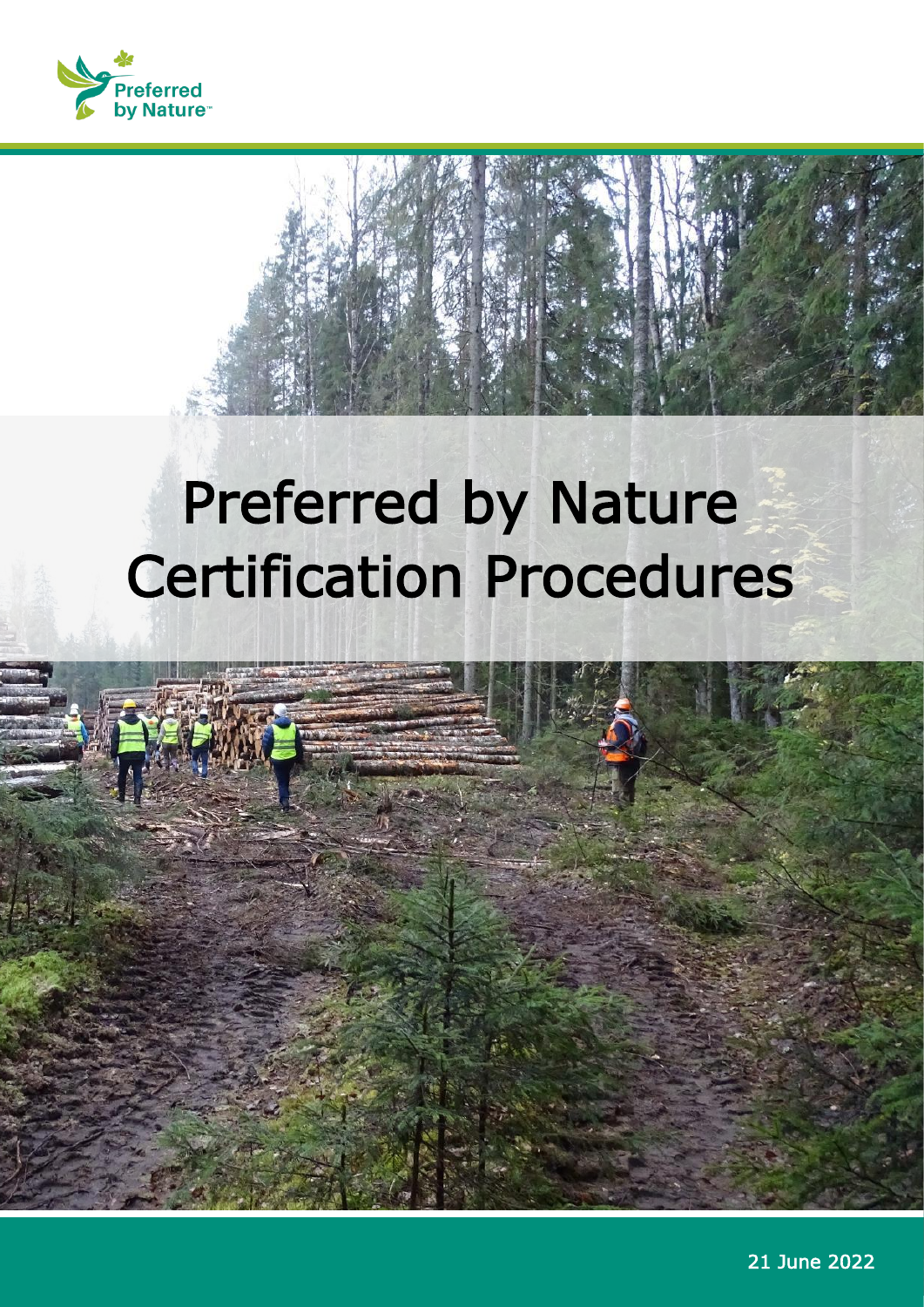Preferred by Nature

# Preferred by Nature Certification Procedures

21 June 2022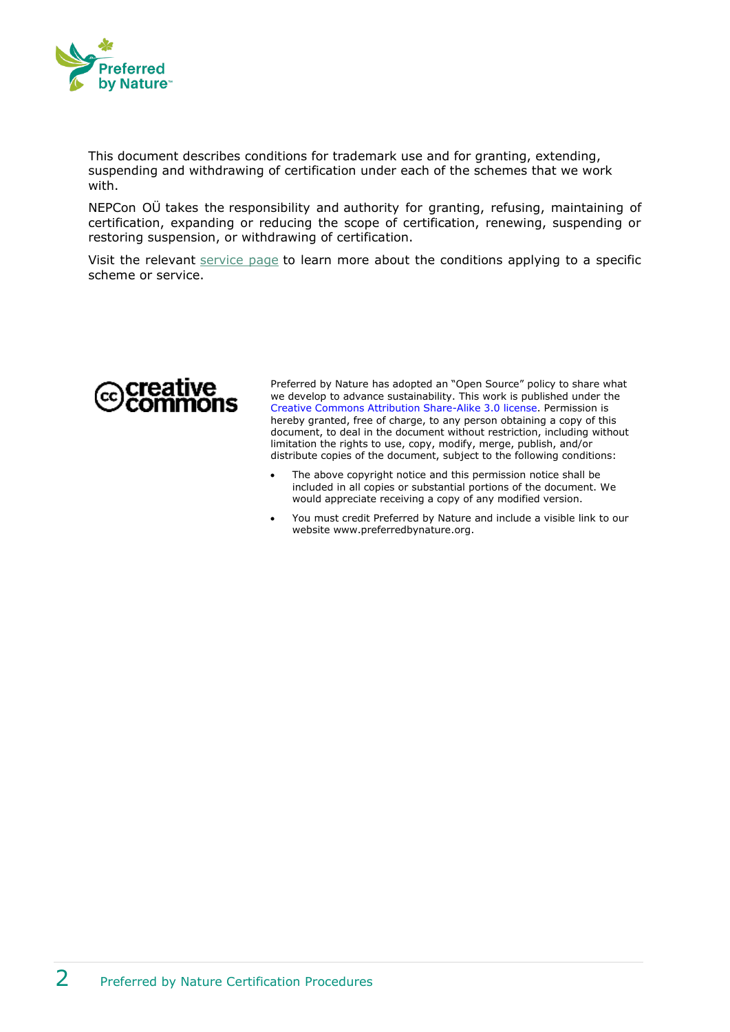This document describes conditions for trademark use and for granting, extending, suspending and withdrawing of certification under each of the schemes that we work with.

NEPCon OÜ takes the responsibility and authority for granting, refusing, maintaining of certification, expanding or reducing the scope of certification, renewing, suspending or restoring suspension, or withdrawing of certification.

Visit the relevant service page to learn more about the conditions applying to a specific scheme or service.

Preferred by Nature has adopted an "Open Source" policy to share what we develop to advance sustainability. This work is published under the Creative Commons Attribution Share-Alike 3.0 license. Permission is hereby granted, free of charge, to any person obtaining a copy of this document, to deal in the document without restriction, including without limitation the rights to use, copy, modify, merge, publish, and/or distribute copies of the document, subject to the following conditions:

- The above copyright notice and this permission notice shall be included in all copies or substantial portions of the document. We would appreciate receiving a copy of any modified version.
- You must credit Preferred by Nature and include a visible link to our website www.preferredbynature.org.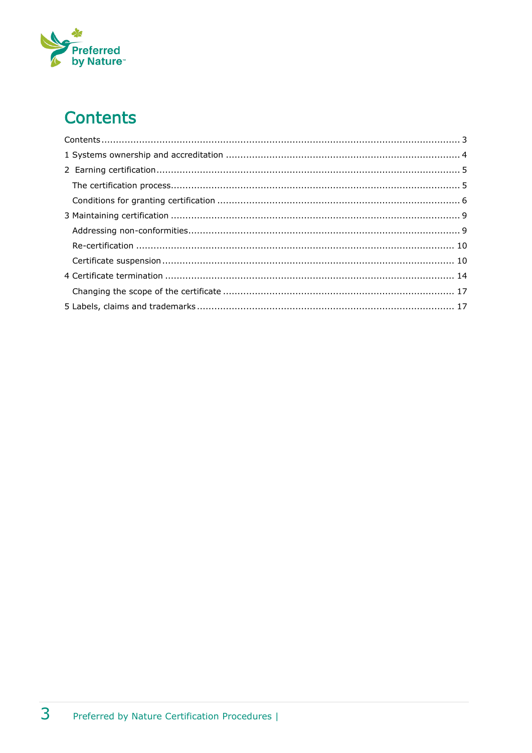# Contents

Contents ........................................................................................................................... 3
1 Systems ownership and accreditation ................................................................................ 4
2 Earning certification ........................................................................................................ 5
  The certification process ................................................................................................... 5
  Conditions for granting certification ................................................................................... 6
3 Maintaining certification ................................................................................................... 9
  Addressing non-conformities ............................................................................................. 9
  Re-certification ............................................................................................................ 10
  Certificate suspension ................................................................................................... 10
4 Certificate termination ................................................................................................... 14
  Changing the scope of the certificate ............................................................................... 17
5 Labels, claims and trademarks ........................................................................................ 17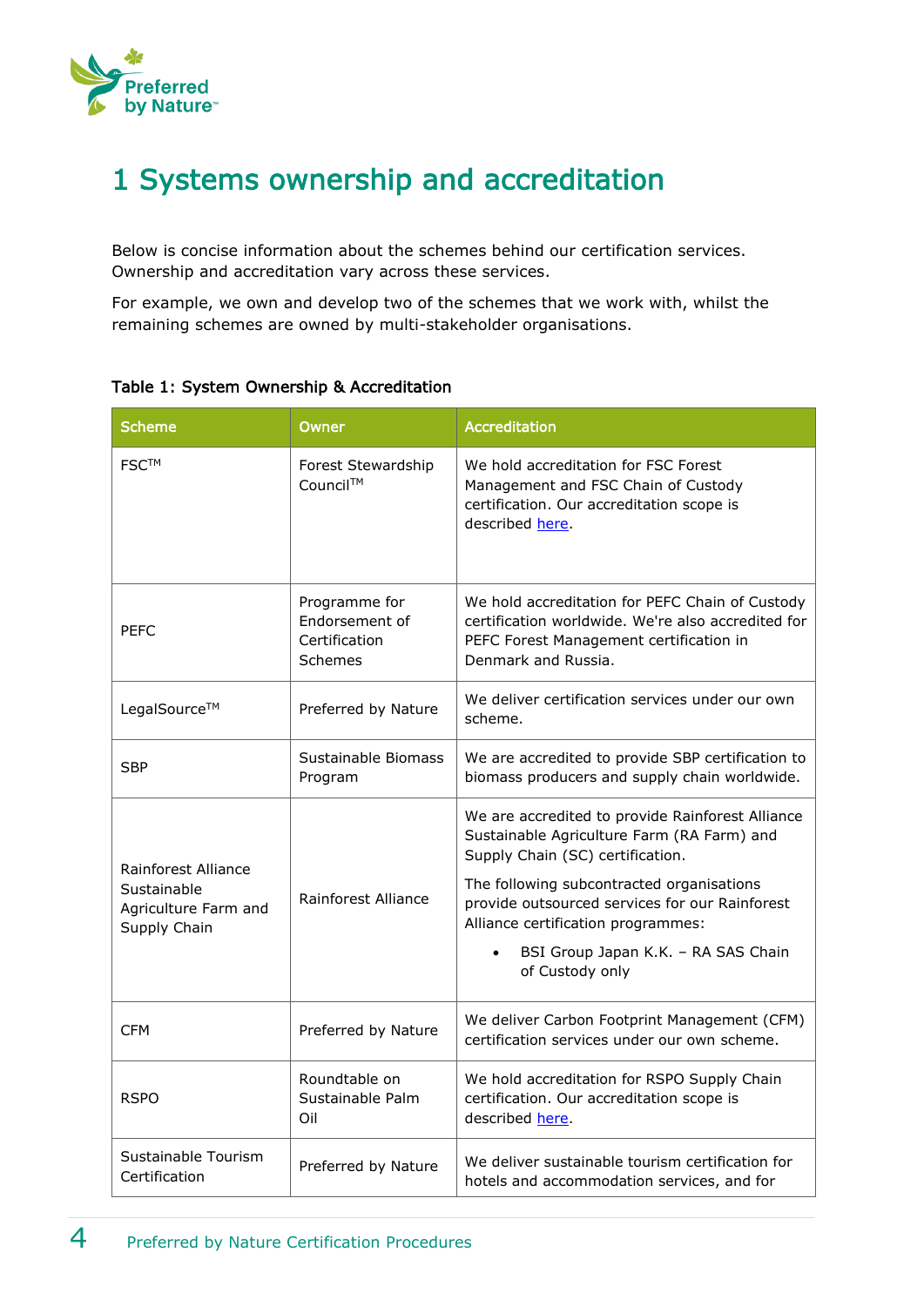# 1 Systems ownership and accreditation

Below is concise information about the schemes behind our certification services. Ownership and accreditation vary across these services.

For example, we own and develop two of the schemes that we work with, whilst the remaining schemes are owned by multi-stakeholder organisations.

Table 1: System Ownership & Accreditation

| Scheme | Owner | Accreditation |
|---|---|---|
| FSC™ | Forest Stewardship Council™ | We hold accreditation for FSC Forest Management and FSC Chain of Custody certification. Our accreditation scope is described here. |
| PEFC | Programme for Endorsement of Certification Schemes | We hold accreditation for PEFC Chain of Custody certification worldwide. We're also accredited for PEFC Forest Management certification in Denmark and Russia. |
| LegalSource™ | Preferred by Nature | We deliver certification services under our own scheme. |
| SBP | Sustainable Biomass Program | We are accredited to provide SBP certification to biomass producers and supply chain worldwide. |
| Rainforest Alliance Sustainable Agriculture Farm and Supply Chain | Rainforest Alliance | We are accredited to provide Rainforest Alliance Sustainable Agriculture Farm (RA Farm) and Supply Chain (SC) certification.<br><br>The following subcontracted organisations provide outsourced services for our Rainforest Alliance certification programmes:<br><br>• BSI Group Japan K.K. – RA SAS Chain of Custody only |
| CFM | Preferred by Nature | We deliver Carbon Footprint Management (CFM) certification services under our own scheme. |
| RSPO | Roundtable on Sustainable Palm Oil | We hold accreditation for RSPO Supply Chain certification. Our accreditation scope is described here. |
| Sustainable Tourism Certification | Preferred by Nature | We deliver sustainable tourism certification for hotels and accommodation services, and for |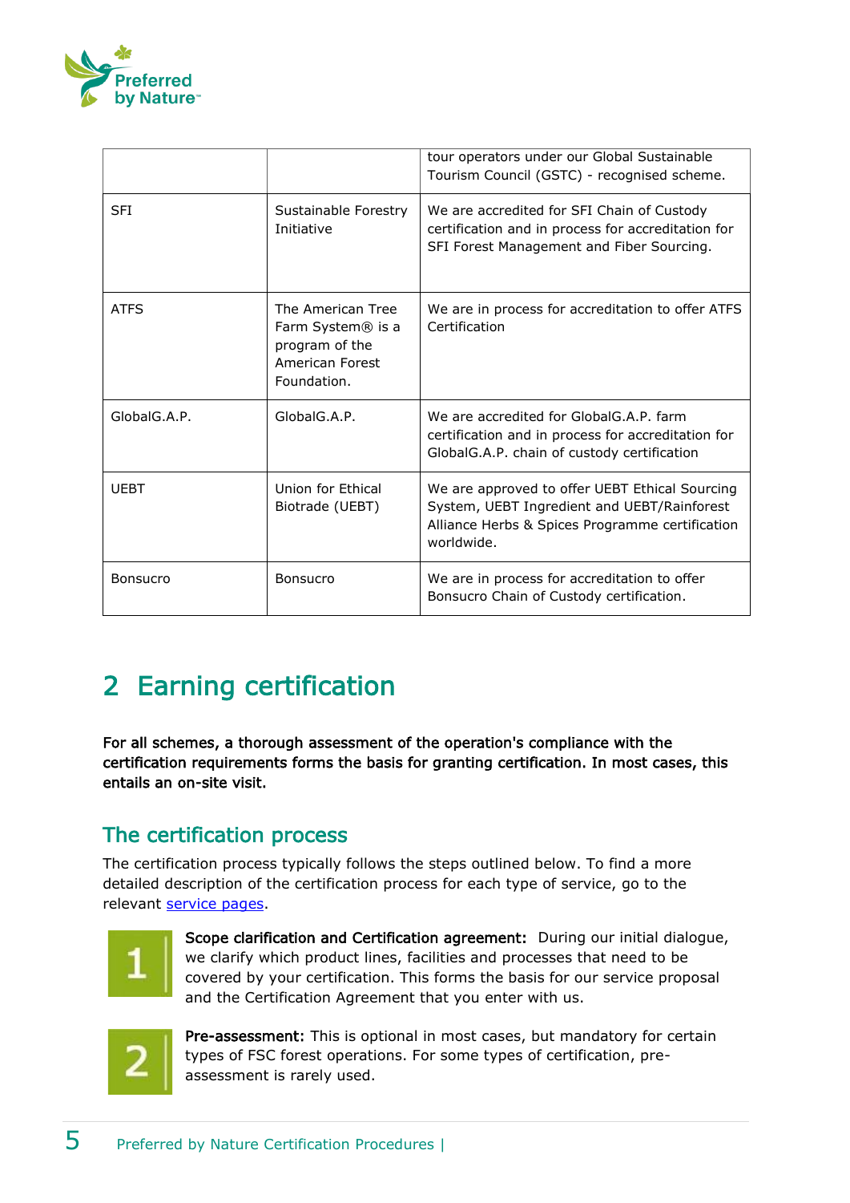| | | tour operators under our Global Sustainable Tourism Council (GSTC) - recognised scheme. |
|---|---|---|
| SFI | Sustainable Forestry Initiative | We are accredited for SFI Chain of Custody certification and in process for accreditation for SFI Forest Management and Fiber Sourcing. |
| ATFS | The American Tree Farm System® is a program of the American Forest Foundation. | We are in process for accreditation to offer ATFS Certification |
| GlobalG.A.P. | GlobalG.A.P. | We are accredited for GlobalG.A.P. farm certification and in process for accreditation for GlobalG.A.P. chain of custody certification |
| UEBT | Union for Ethical Biotrade (UEBT) | We are approved to offer UEBT Ethical Sourcing System, UEBT Ingredient and UEBT/Rainforest Alliance Herbs & Spices Programme certification worldwide. |
| Bonsucro | Bonsucro | We are in process for accreditation to offer Bonsucro Chain of Custody certification. |

# 2 Earning certification

**For all schemes, a thorough assessment of the operation's compliance with the certification requirements forms the basis for granting certification. In most cases, this entails an on-site visit.**

## The certification process

The certification process typically follows the steps outlined below. To find a more detailed description of the certification process for each type of service, go to the relevant service pages.

1. **Scope clarification and Certification agreement:** During our initial dialogue, we clarify which product lines, facilities and processes that need to be covered by your certification. This forms the basis for our service proposal and the Certification Agreement that you enter with us.

2. **Pre-assessment:** This is optional in most cases, but mandatory for certain types of FSC forest operations. For some types of certification, pre-assessment is rarely used.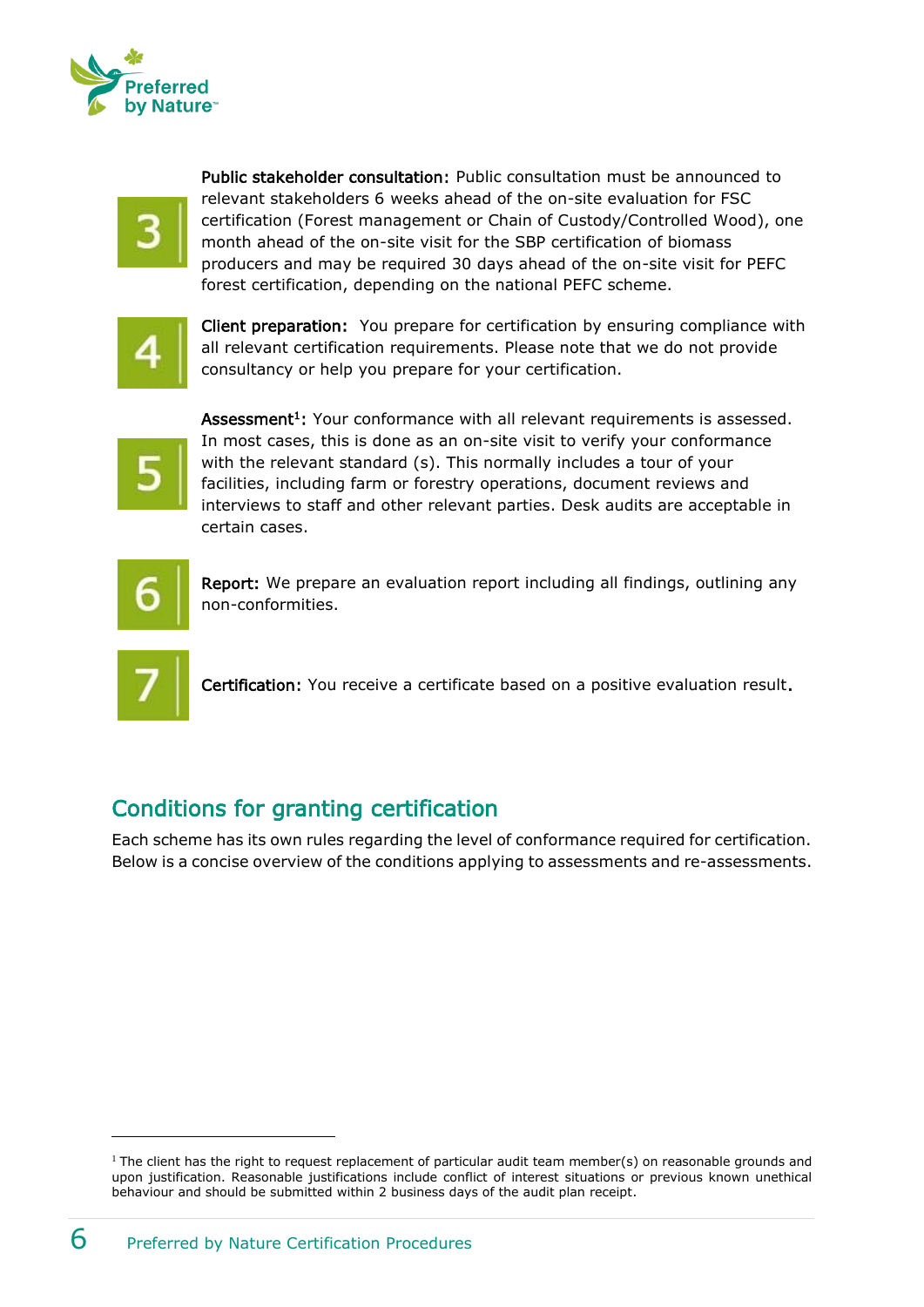3. **Public stakeholder consultation:** Public consultation must be announced to relevant stakeholders 6 weeks ahead of the on-site evaluation for FSC certification (Forest management or Chain of Custody/Controlled Wood), one month ahead of the on-site visit for the SBP certification of biomass producers and may be required 30 days ahead of the on-site visit for PEFC forest certification, depending on the national PEFC scheme.

4. **Client preparation:** You prepare for certification by ensuring compliance with all relevant certification requirements. Please note that we do not provide consultancy or help you prepare for your certification.

5. **Assessment[1]:** Your conformance with all relevant requirements is assessed. In most cases, this is done as an on-site visit to verify your conformance with the relevant standard (s). This normally includes a tour of your facilities, including farm or forestry operations, document reviews and interviews to staff and other relevant parties. Desk audits are acceptable in certain cases.

6. **Report:** We prepare an evaluation report including all findings, outlining any non-conformities.

7. **Certification:** You receive a certificate based on a positive evaluation result.

## Conditions for granting certification

Each scheme has its own rules regarding the level of conformance required for certification. Below is a concise overview of the conditions applying to assessments and re-assessments.

---

[1] The client has the right to request replacement of particular audit team member(s) on reasonable grounds and upon justification. Reasonable justifications include conflict of interest situations or previous known unethical behaviour and should be submitted within 2 business days of the audit plan receipt.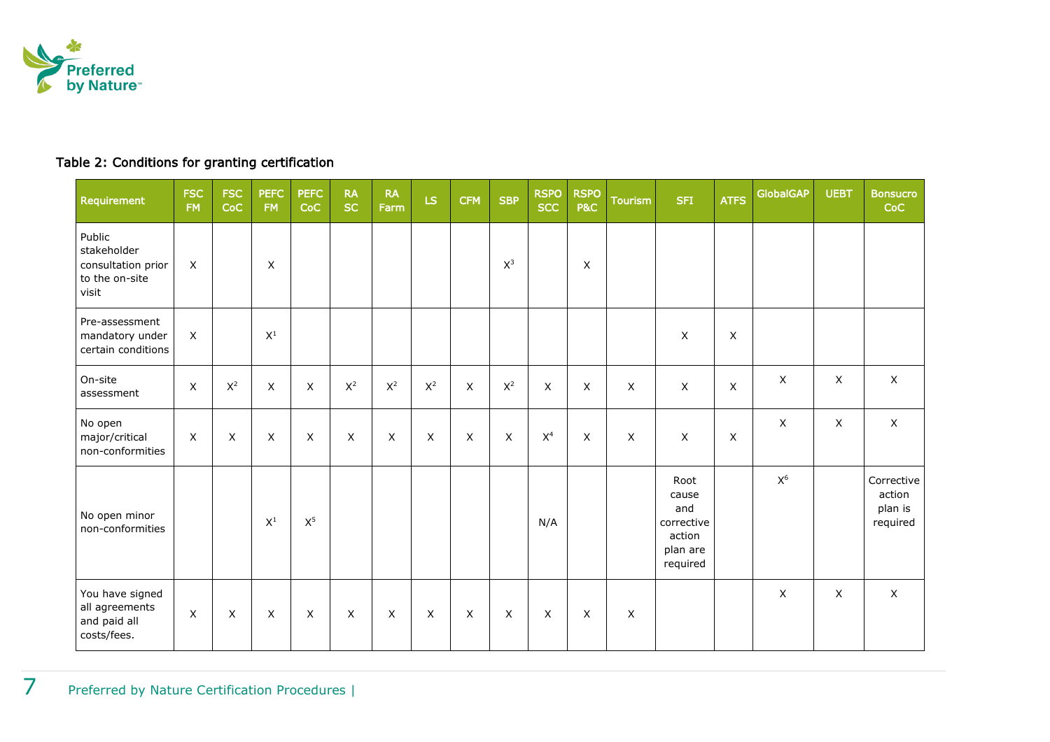Table 2: Conditions for granting certification

| Requirement | FSC FM | FSC CoC | PEFC FM | PEFC CoC | RA SC | RA Farm | LS | CFM | SBP | RSPO SCC | RSPO P&C | Tourism | SFI | ATFS | GlobalGAP | UEBT | Bonsucro CoC |
|---|---|---|---|---|---|---|---|---|---|---|---|---|---|---|---|---|---|
| Public stakeholder consultation prior to the on-site visit | X | | X | | | | | | X[3] | | X | | | | | | |
| Pre-assessment mandatory under certain conditions | X | | X[1] | | | | | | | | | | X | X | | | |
| On-site assessment | X | X[2] | X | X | X[2] | X[2] | X[2] | X | X[2] | X | X | X | X | X | X | X | X |
| No open major/critical non-conformities | X | X | X | X | X | X | X | X | X | X[4] | X | X | X | X | X | X | X |
| No open minor non-conformities | | | X[1] | X[5] | | | | | | N/A | | | Root cause and corrective action plan are required | | X[6] | | Corrective action plan is required |
| You have signed all agreements and paid all costs/fees. | X | X | X | X | X | X | X | X | X | X | X | X | | | X | X | X |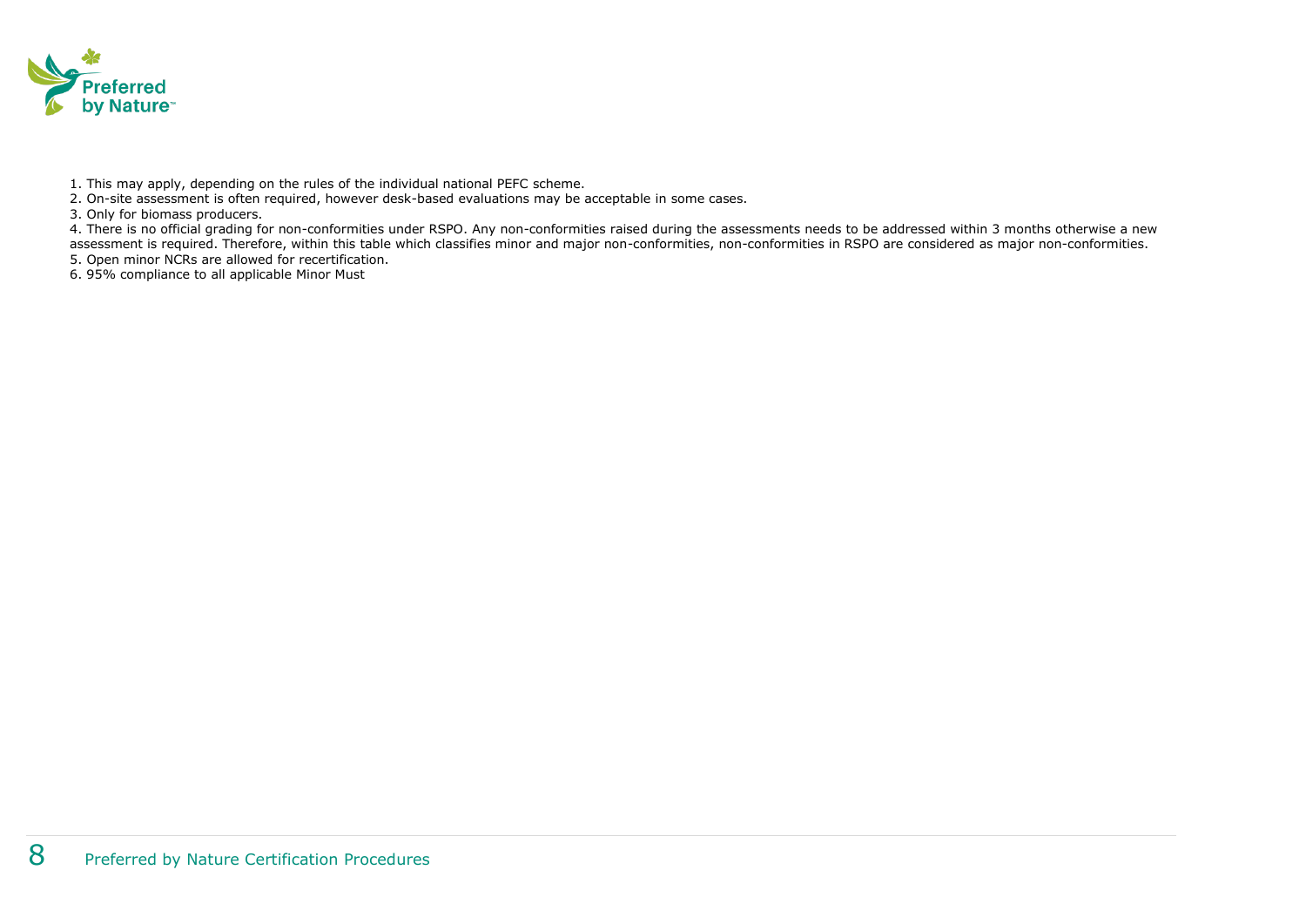1. This may apply, depending on the rules of the individual national PEFC scheme.
2. On-site assessment is often required, however desk-based evaluations may be acceptable in some cases.
3. Only for biomass producers.
4. There is no official grading for non-conformities under RSPO. Any non-conformities raised during the assessments needs to be addressed within 3 months otherwise a new assessment is required. Therefore, within this table which classifies minor and major non-conformities, non-conformities in RSPO are considered as major non-conformities.
5. Open minor NCRs are allowed for recertification.
6. 95% compliance to all applicable Minor Must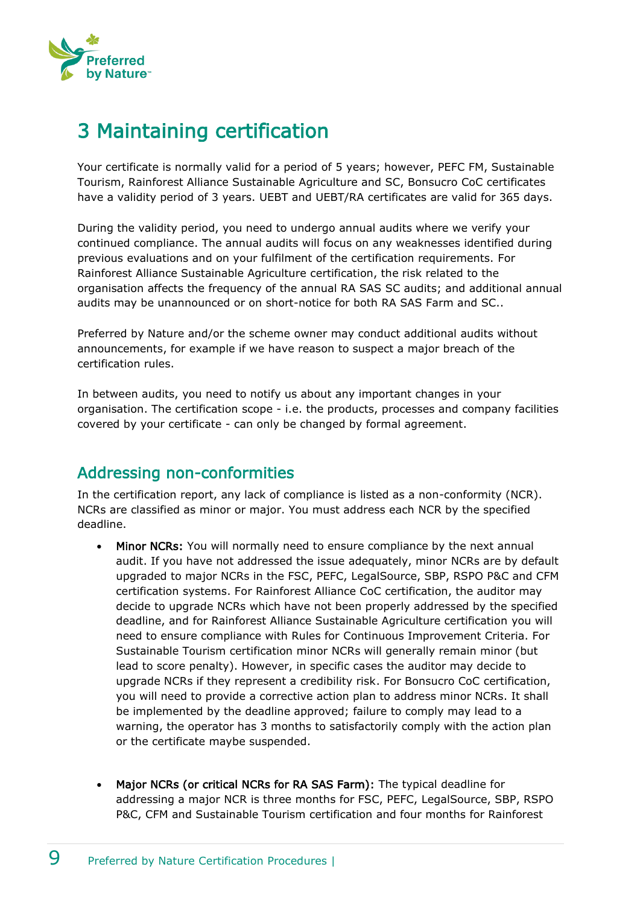# 3 Maintaining certification

Your certificate is normally valid for a period of 5 years; however, PEFC FM, Sustainable Tourism, Rainforest Alliance Sustainable Agriculture and SC, Bonsucro CoC certificates have a validity period of 3 years. UEBT and UEBT/RA certificates are valid for 365 days.

During the validity period, you need to undergo annual audits where we verify your continued compliance. The annual audits will focus on any weaknesses identified during previous evaluations and on your fulfilment of the certification requirements. For Rainforest Alliance Sustainable Agriculture certification, the risk related to the organisation affects the frequency of the annual RA SAS SC audits; and additional annual audits may be unannounced or on short-notice for both RA SAS Farm and SC..

Preferred by Nature and/or the scheme owner may conduct additional audits without announcements, for example if we have reason to suspect a major breach of the certification rules.

In between audits, you need to notify us about any important changes in your organisation. The certification scope - i.e. the products, processes and company facilities covered by your certificate - can only be changed by formal agreement.

## Addressing non-conformities

In the certification report, any lack of compliance is listed as a non-conformity (NCR). NCRs are classified as minor or major. You must address each NCR by the specified deadline.

- **Minor NCRs:** You will normally need to ensure compliance by the next annual audit. If you have not addressed the issue adequately, minor NCRs are by default upgraded to major NCRs in the FSC, PEFC, LegalSource, SBP, RSPO P&C and CFM certification systems. For Rainforest Alliance CoC certification, the auditor may decide to upgrade NCRs which have not been properly addressed by the specified deadline, and for Rainforest Alliance Sustainable Agriculture certification you will need to ensure compliance with Rules for Continuous Improvement Criteria. For Sustainable Tourism certification minor NCRs will generally remain minor (but lead to score penalty). However, in specific cases the auditor may decide to upgrade NCRs if they represent a credibility risk. For Bonsucro CoC certification, you will need to provide a corrective action plan to address minor NCRs. It shall be implemented by the deadline approved; failure to comply may lead to a warning, the operator has 3 months to satisfactorily comply with the action plan or the certificate maybe suspended.

- **Major NCRs (or critical NCRs for RA SAS Farm):** The typical deadline for addressing a major NCR is three months for FSC, PEFC, LegalSource, SBP, RSPO P&C, CFM and Sustainable Tourism certification and four months for Rainforest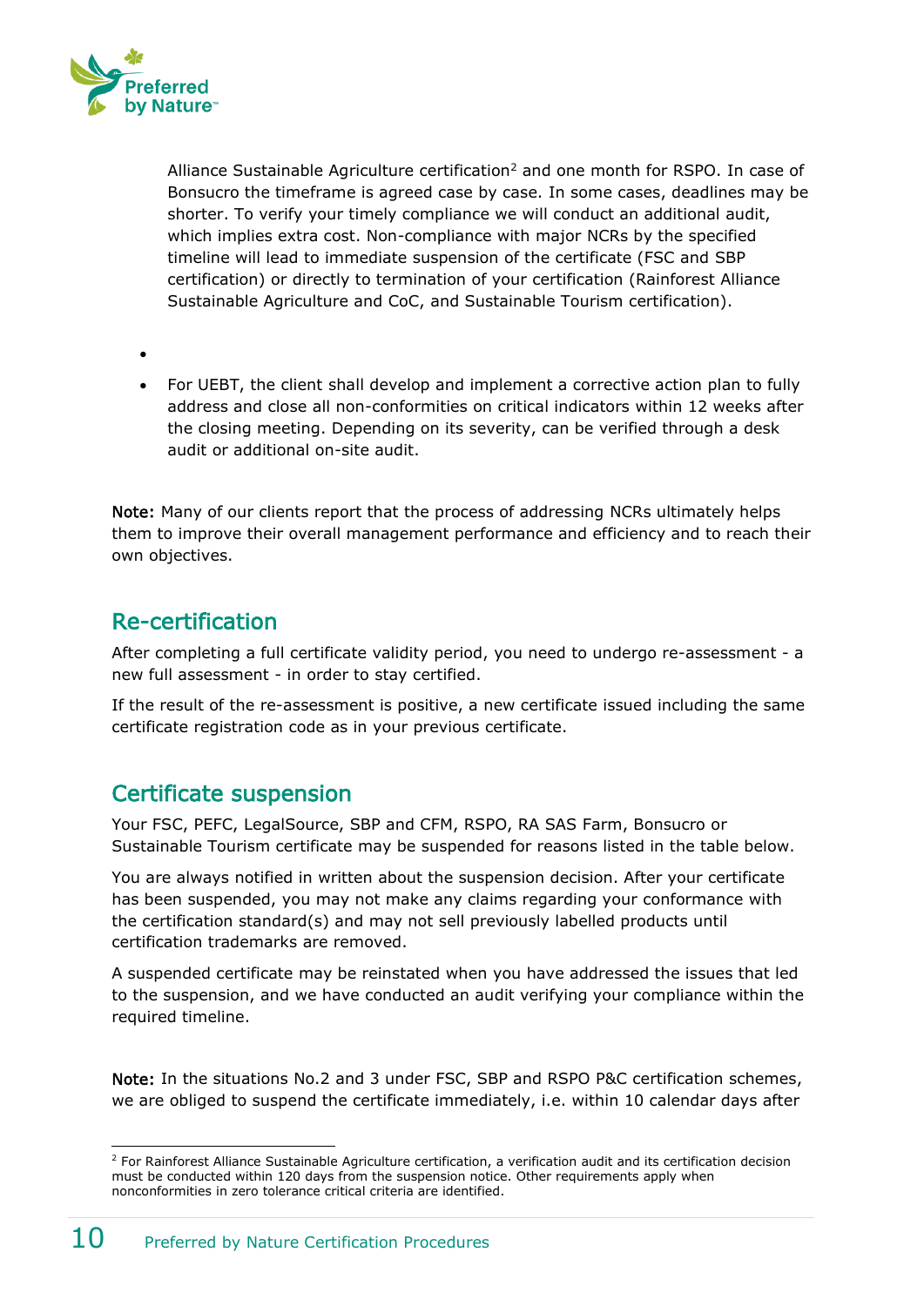Alliance Sustainable Agriculture certification[2] and one month for RSPO. In case of Bonsucro the timeframe is agreed case by case. In some cases, deadlines may be shorter. To verify your timely compliance we will conduct an additional audit, which implies extra cost. Non-compliance with major NCRs by the specified timeline will lead to immediate suspension of the certificate (FSC and SBP certification) or directly to termination of your certification (Rainforest Alliance Sustainable Agriculture and CoC, and Sustainable Tourism certification).

- 
- For UEBT, the client shall develop and implement a corrective action plan to fully address and close all non-conformities on critical indicators within 12 weeks after the closing meeting. Depending on its severity, can be verified through a desk audit or additional on-site audit.

**Note:** Many of our clients report that the process of addressing NCRs ultimately helps them to improve their overall management performance and efficiency and to reach their own objectives.

## Re-certification

After completing a full certificate validity period, you need to undergo re-assessment - a new full assessment - in order to stay certified.

If the result of the re-assessment is positive, a new certificate issued including the same certificate registration code as in your previous certificate.

## Certificate suspension

Your FSC, PEFC, LegalSource, SBP and CFM, RSPO, RA SAS Farm, Bonsucro or Sustainable Tourism certificate may be suspended for reasons listed in the table below.

You are always notified in written about the suspension decision. After your certificate has been suspended, you may not make any claims regarding your conformance with the certification standard(s) and may not sell previously labelled products until certification trademarks are removed.

A suspended certificate may be reinstated when you have addressed the issues that led to the suspension, and we have conducted an audit verifying your compliance within the required timeline.

**Note:** In the situations No.2 and 3 under FSC, SBP and RSPO P&C certification schemes, we are obliged to suspend the certificate immediately, i.e. within 10 calendar days after

[2] For Rainforest Alliance Sustainable Agriculture certification, a verification audit and its certification decision must be conducted within 120 days from the suspension notice. Other requirements apply when nonconformities in zero tolerance critical criteria are identified.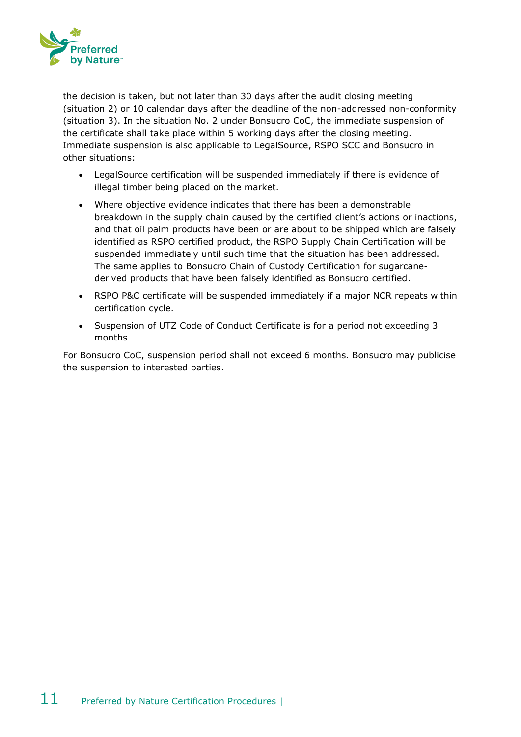the decision is taken, but not later than 30 days after the audit closing meeting (situation 2) or 10 calendar days after the deadline of the non-addressed non-conformity (situation 3). In the situation No. 2 under Bonsucro CoC, the immediate suspension of the certificate shall take place within 5 working days after the closing meeting. Immediate suspension is also applicable to LegalSource, RSPO SCC and Bonsucro in other situations:

- LegalSource certification will be suspended immediately if there is evidence of illegal timber being placed on the market.
- Where objective evidence indicates that there has been a demonstrable breakdown in the supply chain caused by the certified client's actions or inactions, and that oil palm products have been or are about to be shipped which are falsely identified as RSPO certified product, the RSPO Supply Chain Certification will be suspended immediately until such time that the situation has been addressed. The same applies to Bonsucro Chain of Custody Certification for sugarcane-derived products that have been falsely identified as Bonsucro certified.
- RSPO P&C certificate will be suspended immediately if a major NCR repeats within certification cycle.
- Suspension of UTZ Code of Conduct Certificate is for a period not exceeding 3 months

For Bonsucro CoC, suspension period shall not exceed 6 months. Bonsucro may publicise the suspension to interested parties.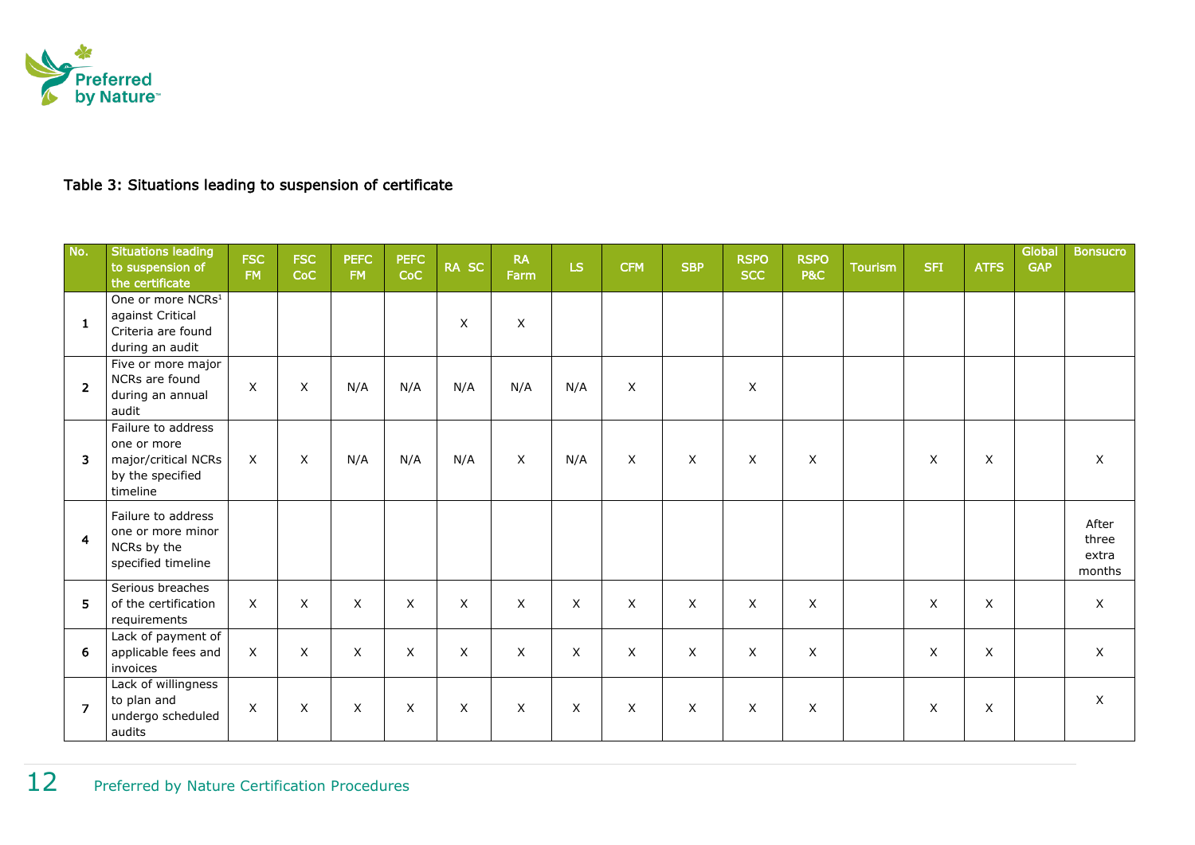Table 3: Situations leading to suspension of certificate

| No. | Situations leading to suspension of the certificate | FSC FM | FSC CoC | PEFC FM | PEFC CoC | RA SC | RA Farm | LS | CFM | SBP | RSPO SCC | RSPO P&C | Tourism | SFI | ATFS | Global GAP | Bonsucro |
|---|---|---|---|---|---|---|---|---|---|---|---|---|---|---|---|---|---|
| 1 | One or more NCRs[1] against Critical Criteria are found during an audit | | | | | X | X | | | | | | | | | | |
| 2 | Five or more major NCRs are found during an annual audit | X | X | N/A | N/A | N/A | N/A | N/A | X | | X | | | | | | |
| 3 | Failure to address one or more major/critical NCRs by the specified timeline | X | X | N/A | N/A | N/A | X | N/A | X | X | X | X | | X | X | | X |
| 4 | Failure to address one or more minor NCRs by the specified timeline | | | | | | | | | | | | | | | | After three extra months |
| 5 | Serious breaches of the certification requirements | X | X | X | X | X | X | X | X | X | X | X | | X | X | | X |
| 6 | Lack of payment of applicable fees and invoices | X | X | X | X | X | X | X | X | X | X | X | | X | X | | X |
| 7 | Lack of willingness to plan and undergo scheduled audits | X | X | X | X | X | X | X | X | X | X | X | | X | X | | X |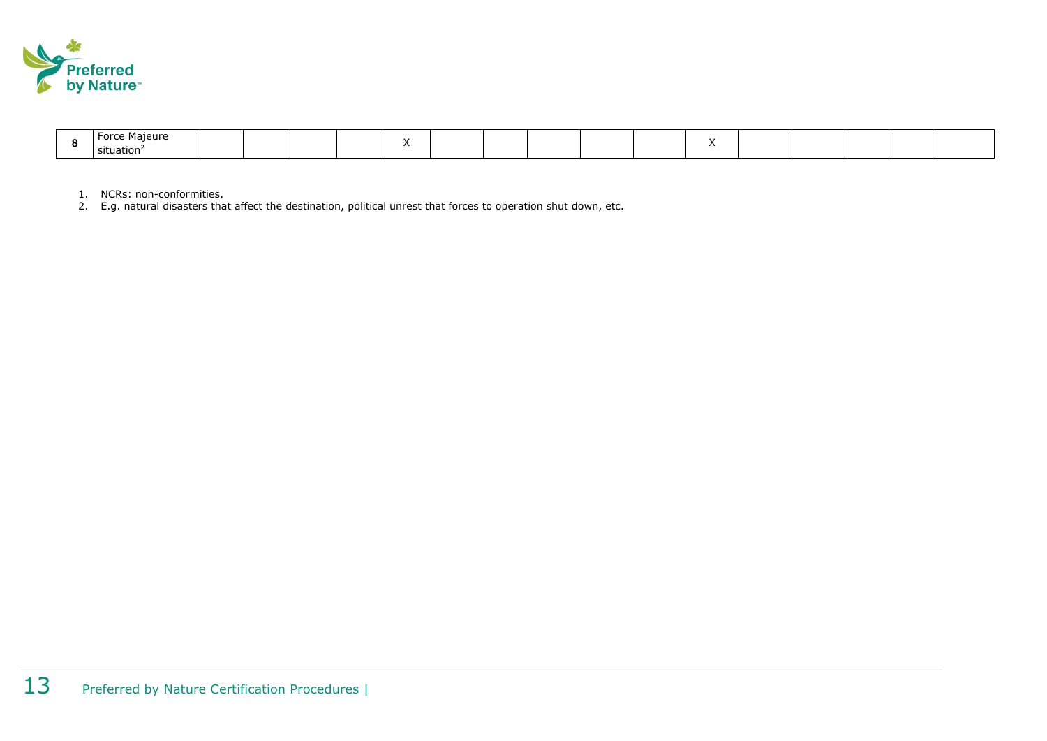| | | | | | | | | | | | | | | | | | |
|---|---|---|---|---|---|---|---|---|---|---|---|---|---|---|---|---|---|
| 8 | Force Majeure situation[2] | | | | | X | | | | | | X | | | | | |

1. NCRs: non-conformities.
2. E.g. natural disasters that affect the destination, political unrest that forces to operation shut down, etc.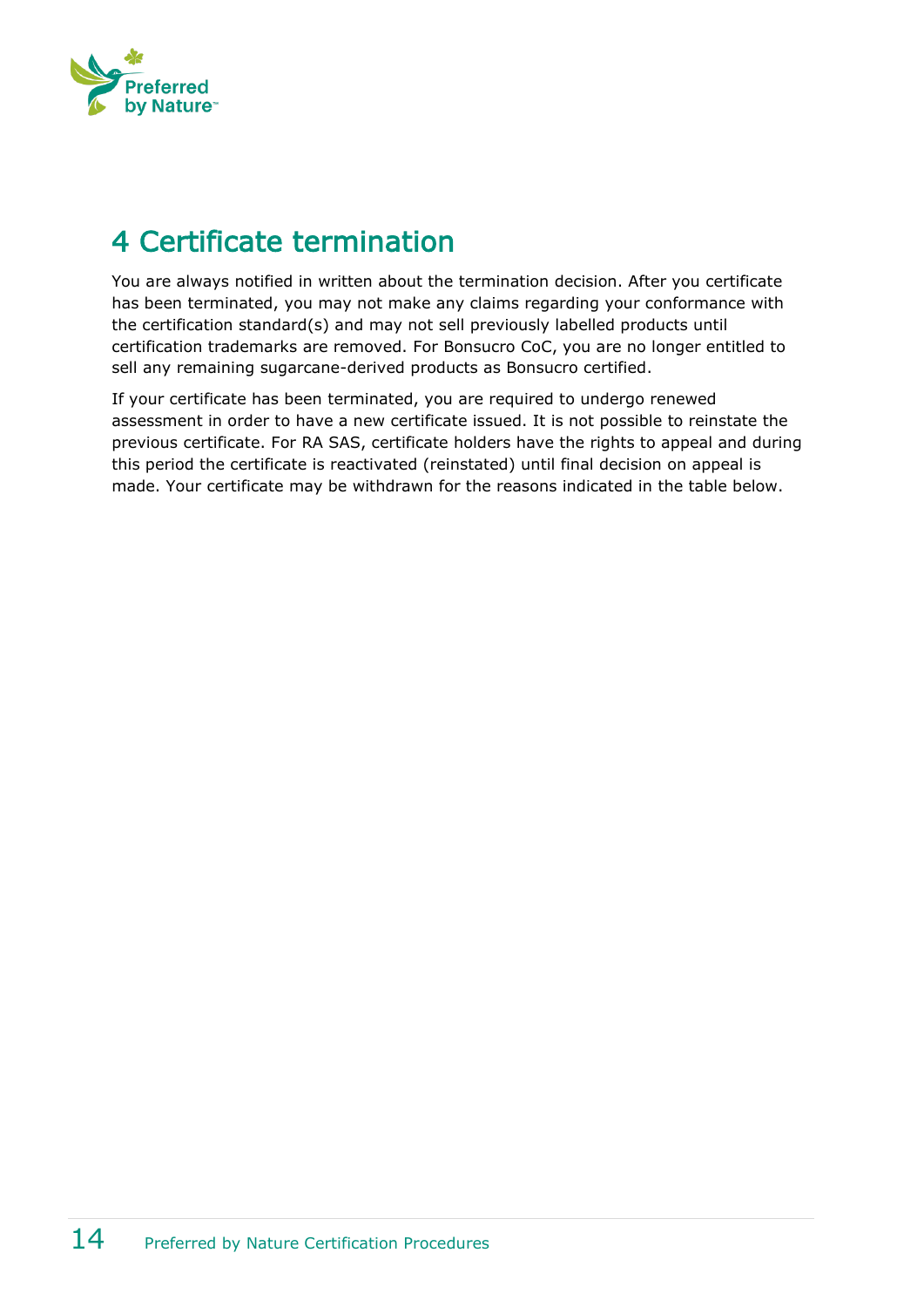# 4 Certificate termination

You are always notified in written about the termination decision. After you certificate has been terminated, you may not make any claims regarding your conformance with the certification standard(s) and may not sell previously labelled products until certification trademarks are removed. For Bonsucro CoC, you are no longer entitled to sell any remaining sugarcane-derived products as Bonsucro certified.

If your certificate has been terminated, you are required to undergo renewed assessment in order to have a new certificate issued. It is not possible to reinstate the previous certificate. For RA SAS, certificate holders have the rights to appeal and during this period the certificate is reactivated (reinstated) until final decision on appeal is made. Your certificate may be withdrawn for the reasons indicated in the table below.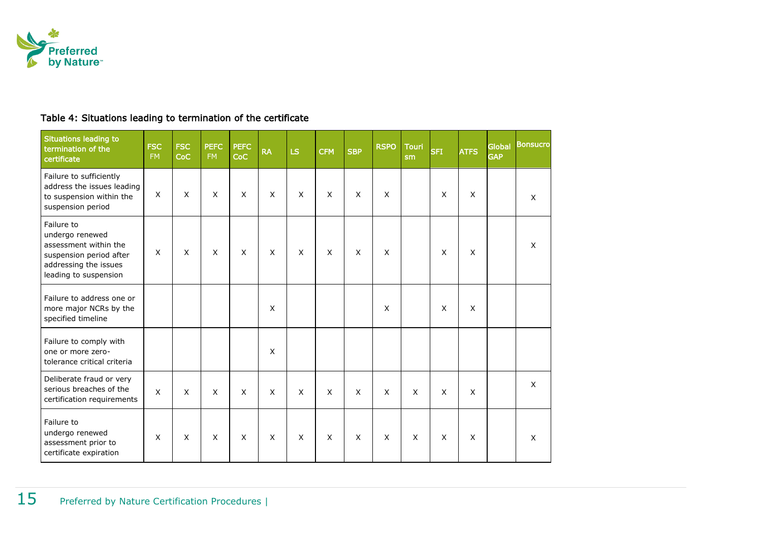Table 4: Situations leading to termination of the certificate

| Situations leading to termination of the certificate | FSC FM | FSC CoC | PEFC FM | PEFC CoC | RA | LS | CFM | SBP | RSPO | Tourism | SFI | ATFS | Global GAP | Bonsucro |
|---|---|---|---|---|---|---|---|---|---|---|---|---|---|---|
| Failure to sufficiently address the issues leading to suspension within the suspension period | X | X | X | X | X | X | X | X | X | | X | X | | X |
| Failure to undergo renewed assessment within the suspension period after addressing the issues leading to suspension | X | X | X | X | X | X | X | X | X | | X | X | | X |
| Failure to address one or more major NCRs by the specified timeline | | | | | X | | | | X | | X | X | | |
| Failure to comply with one or more zero-tolerance critical criteria | | | | | X | | | | | | | | | |
| Deliberate fraud or very serious breaches of the certification requirements | X | X | X | X | X | X | X | X | X | X | X | X | | X |
| Failure to undergo renewed assessment prior to certificate expiration | X | X | X | X | X | X | X | X | X | X | X | X | | X |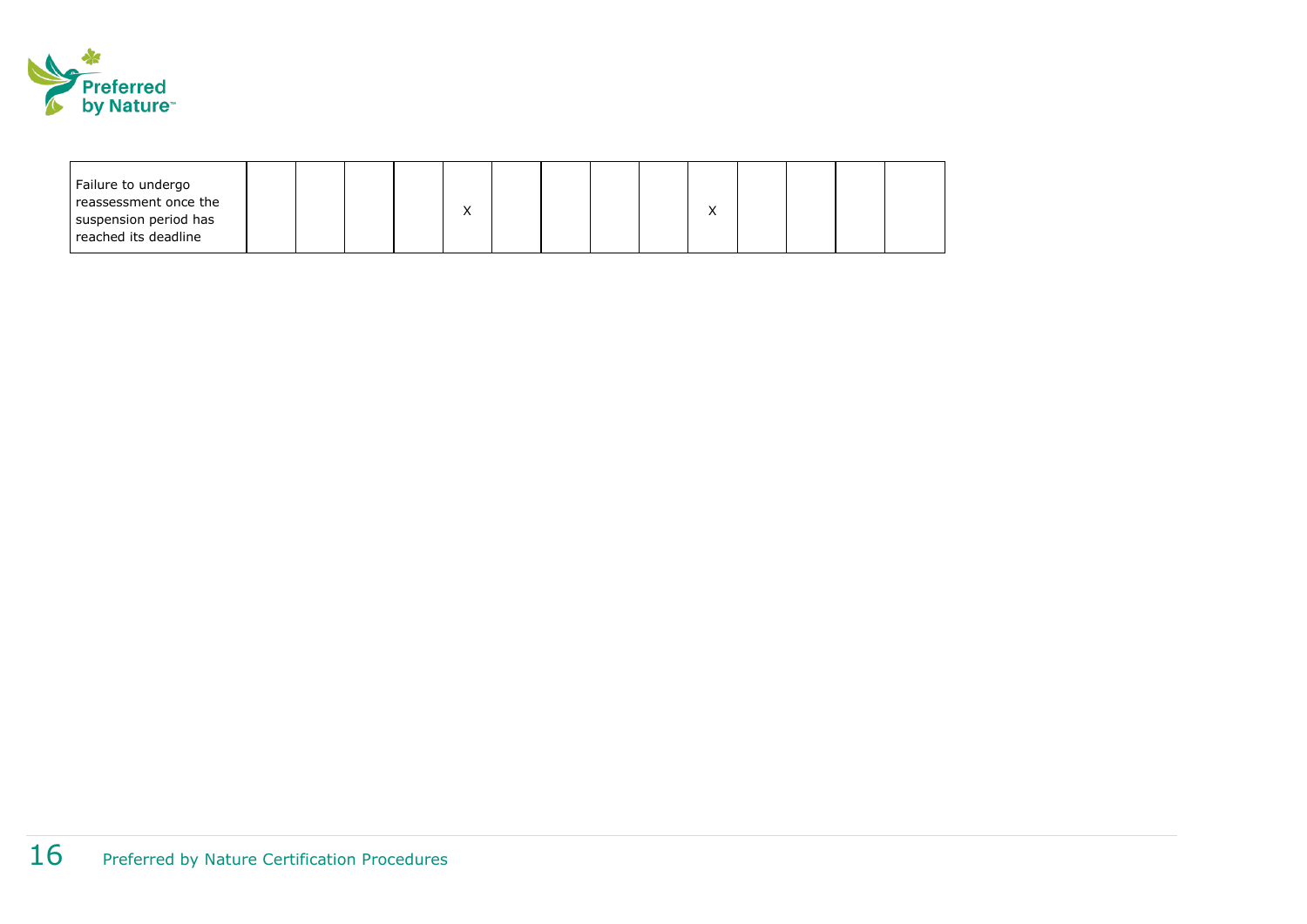| | | | | | | | | | | | | | | |
|---|---|---|---|---|---|---|---|---|---|---|---|---|---|---|
| Failure to undergo reassessment once the suspension period has reached its deadline | | | | | X | | | | | X | | | | |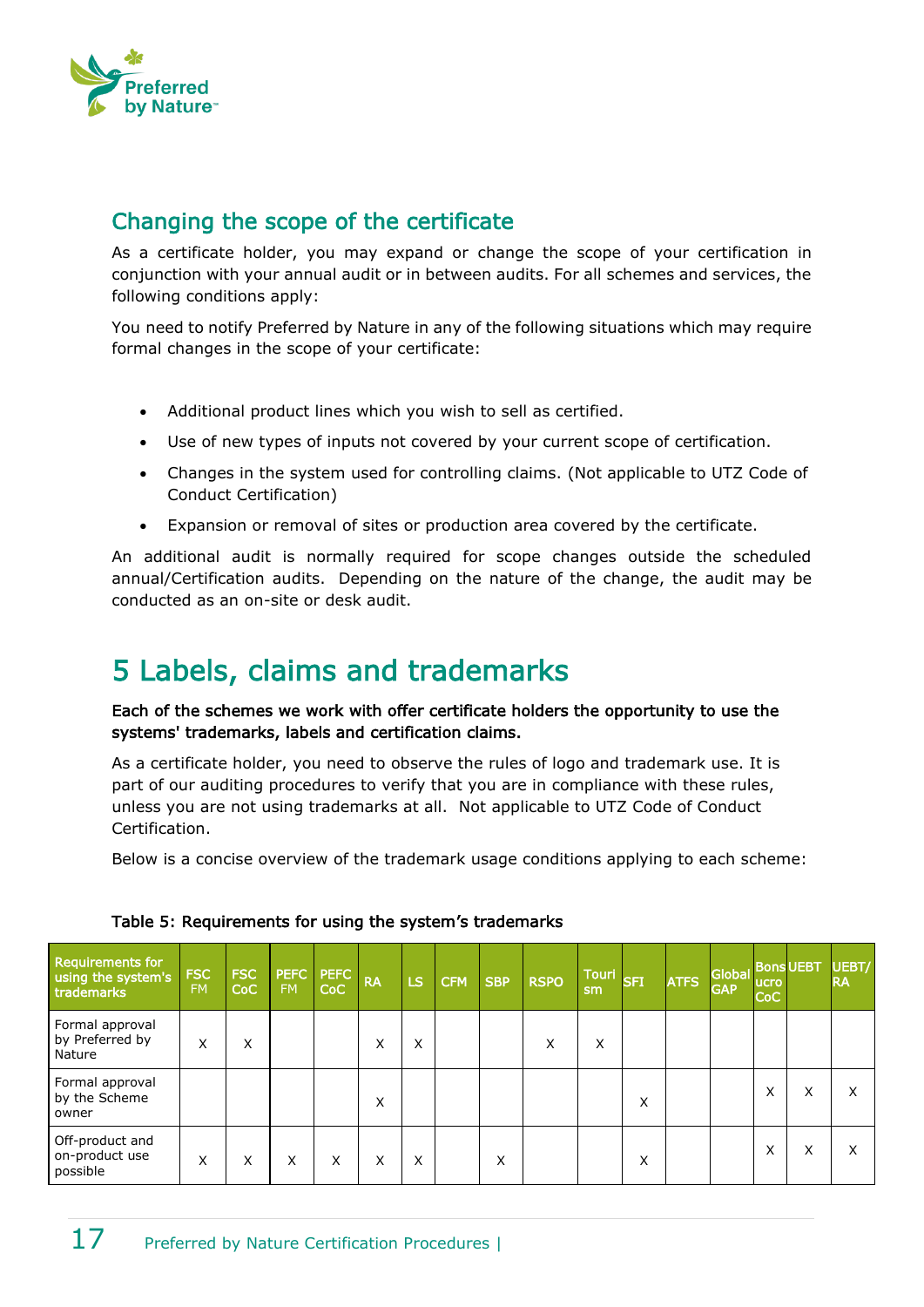## Changing the scope of the certificate

As a certificate holder, you may expand or change the scope of your certification in conjunction with your annual audit or in between audits. For all schemes and services, the following conditions apply:

You need to notify Preferred by Nature in any of the following situations which may require formal changes in the scope of your certificate:

- Additional product lines which you wish to sell as certified.
- Use of new types of inputs not covered by your current scope of certification.
- Changes in the system used for controlling claims. (Not applicable to UTZ Code of Conduct Certification)
- Expansion or removal of sites or production area covered by the certificate.

An additional audit is normally required for scope changes outside the scheduled annual/Certification audits. Depending on the nature of the change, the audit may be conducted as an on-site or desk audit.

# 5 Labels, claims and trademarks

**Each of the schemes we work with offer certificate holders the opportunity to use the systems' trademarks, labels and certification claims.**

As a certificate holder, you need to observe the rules of logo and trademark use. It is part of our auditing procedures to verify that you are in compliance with these rules, unless you are not using trademarks at all. Not applicable to UTZ Code of Conduct Certification.

Below is a concise overview of the trademark usage conditions applying to each scheme:

**Table 5: Requirements for using the system's trademarks**

| Requirements for using the system's trademarks | FSC FM | FSC CoC | PEFC FM | PEFC CoC | RA | LS | CFM | SBP | RSPO | Tourism | SFI | ATFS | Global GAP | Bonsucro CoC | UEBT | UEBT/ RA |
|---|---|---|---|---|---|---|---|---|---|---|---|---|---|---|---|---|
| Formal approval by Preferred by Nature | X | X | | | X | X | | | X | X | | | | | | |
| Formal approval by the Scheme owner | | | | | X | | | | | | X | | | X | X | X |
| Off-product and on-product use possible | X | X | X | X | X | X | | X | | | X | | | X | X | X |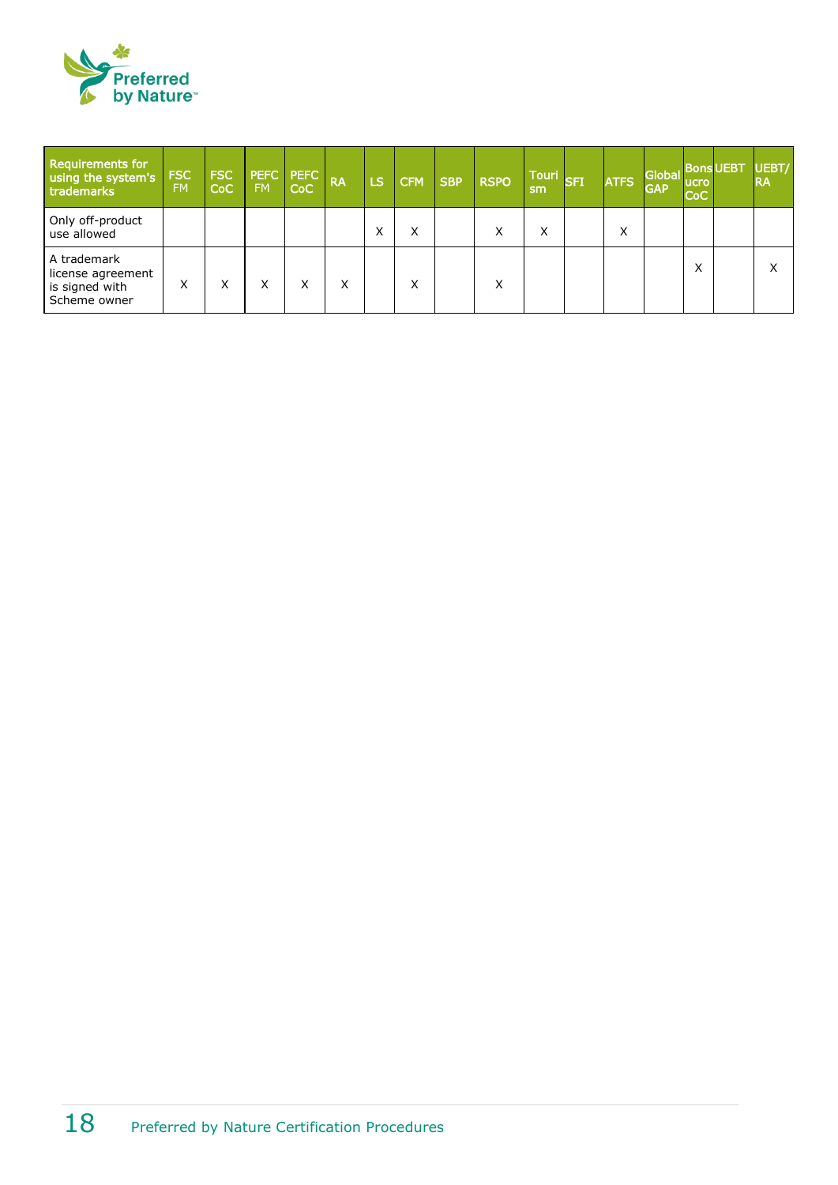| Requirements for using the system's trademarks | FSC FM | FSC CoC | PEFC FM | PEFC CoC | RA | LS | CFM | SBP | RSPO | Tourism | SFI | ATFS | Global GAP | Bonsucro CoC | UEBT | UEBT/RA |
|---|---|---|---|---|---|---|---|---|---|---|---|---|---|---|---|---|
| Only off-product use allowed | | | | | | X | X | | X | X | | X | | | | |
| A trademark license agreement is signed with Scheme owner | X | X | X | X | X | | X | | X | | | | | X | | X |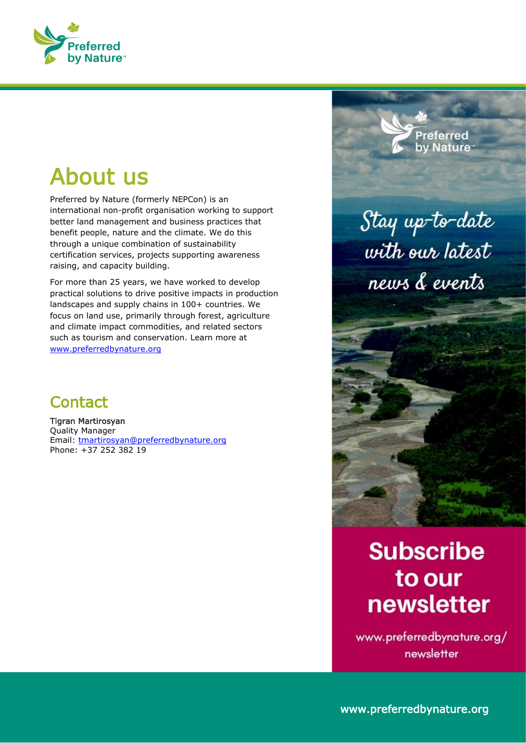# About us

Preferred by Nature (formerly NEPCon) is an international non-profit organisation working to support better land management and business practices that benefit people, nature and the climate. We do this through a unique combination of sustainability certification services, projects supporting awareness raising, and capacity building.

For more than 25 years, we have worked to develop practical solutions to drive positive impacts in production landscapes and supply chains in 100+ countries. We focus on land use, primarily through forest, agriculture and climate impact commodities, and related sectors such as tourism and conservation. Learn more at www.preferredbynature.org

## Contact

Tigran Martirosyan
Quality Manager
Email: tmartirosyan@preferredbynature.org
Phone: +37 252 382 19

Stay up-to-date with our latest news & events

**Subscribe to our newsletter**

www.preferredbynature.org/newsletter

www.preferredbynature.org